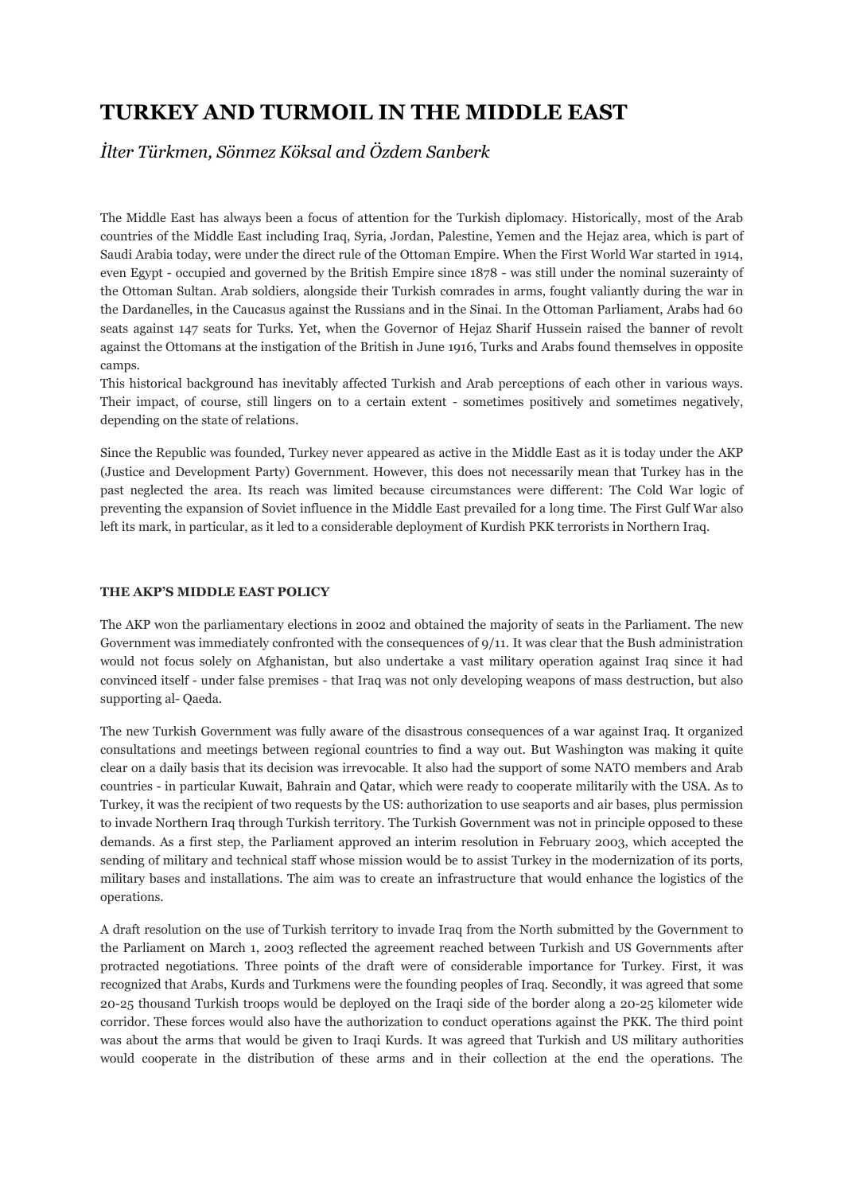# TURKEY AND TURMOIL IN THE MIDDLE EAST

*İlter Türkmen, Sönmez Köksal and Özdem Sanberk*

The Middle East has always been a focus of attention for the Turkish diplomacy. Historically, most of the Arab countries of the Middle East including Iraq, Syria, Jordan, Palestine, Yemen and the Hejaz area, which is part of Saudi Arabia today, were under the direct rule of the Ottoman Empire. When the First World War started in 1914, even Egypt - occupied and governed by the British Empire since 1878 - was still under the nominal suzerainty of the Ottoman Sultan. Arab soldiers, alongside their Turkish comrades in arms, fought valiantly during the war in the Dardanelles, in the Caucasus against the Russians and in the Sinai. In the Ottoman Parliament, Arabs had 60 seats against 147 seats for Turks. Yet, when the Governor of Hejaz Sharif Hussein raised the banner of revolt against the Ottomans at the instigation of the British in June 1916, Turks and Arabs found themselves in opposite camps.

This historical background has inevitably affected Turkish and Arab perceptions of each other in various ways. Their impact, of course, still lingers on to a certain extent - sometimes positively and sometimes negatively, depending on the state of relations.

Since the Republic was founded, Turkey never appeared as active in the Middle East as it is today under the AKP (Justice and Development Party) Government. However, this does not necessarily mean that Turkey has in the past neglected the area. Its reach was limited because circumstances were different: The Cold War logic of preventing the expansion of Soviet influence in the Middle East prevailed for a long time. The First Gulf War also left its mark, in particular, as it led to a considerable deployment of Kurdish PKK terrorists in Northern Iraq.

### THE AKP'S MIDDLE EAST POLICY

The AKP won the parliamentary elections in 2002 and obtained the majority of seats in the Parliament. The new Government was immediately confronted with the consequences of 9/11. It was clear that the Bush administration would not focus solely on Afghanistan, but also undertake a vast military operation against Iraq since it had convinced itself - under false premises - that Iraq was not only developing weapons of mass destruction, but also supporting al- Qaeda.

The new Turkish Government was fully aware of the disastrous consequences of a war against Iraq. It organized consultations and meetings between regional countries to find a way out. But Washington was making it quite clear on a daily basis that its decision was irrevocable. It also had the support of some NATO members and Arab countries - in particular Kuwait, Bahrain and Qatar, which were ready to cooperate militarily with the USA. As to Turkey, it was the recipient of two requests by the US: authorization to use seaports and air bases, plus permission to invade Northern Iraq through Turkish territory. The Turkish Government was not in principle opposed to these demands. As a first step, the Parliament approved an interim resolution in February 2003, which accepted the sending of military and technical staff whose mission would be to assist Turkey in the modernization of its ports, military bases and installations. The aim was to create an infrastructure that would enhance the logistics of the operations.

A draft resolution on the use of Turkish territory to invade Iraq from the North submitted by the Government to the Parliament on March 1, 2003 reflected the agreement reached between Turkish and US Governments after protracted negotiations. Three points of the draft were of considerable importance for Turkey. First, it was recognized that Arabs, Kurds and Turkmens were the founding peoples of Iraq. Secondly, it was agreed that some 20-25 thousand Turkish troops would be deployed on the Iraqi side of the border along a 20-25 kilometer wide corridor. These forces would also have the authorization to conduct operations against the PKK. The third point was about the arms that would be given to Iraqi Kurds. It was agreed that Turkish and US military authorities would cooperate in the distribution of these arms and in their collection at the end the operations. The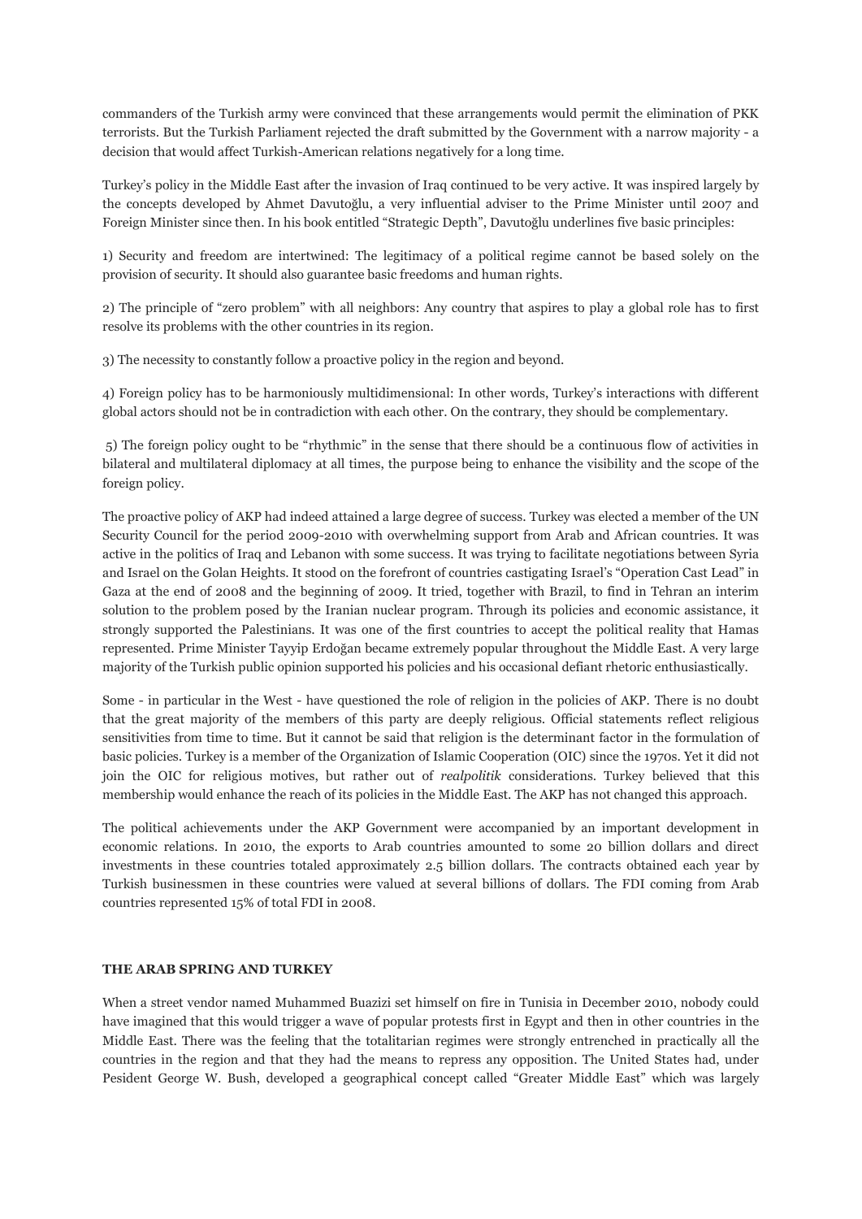commanders of the Turkish army were convinced that these arrangements would permit the elimination of PKK terrorists. But the Turkish Parliament rejected the draft submitted by the Government with a narrow majority - a decision that would affect Turkish-American relations negatively for a long time.

Turkey's policy in the Middle East after the invasion of Iraq continued to be very active. It was inspired largely by the concepts developed by Ahmet Davutoğlu, a very influential adviser to the Prime Minister until 2007 and Foreign Minister since then. In his book entitled "Strategic Depth", Davutoğlu underlines five basic principles:

1) Security and freedom are intertwined: The legitimacy of a political regime cannot be based solely on the provision of security. It should also guarantee basic freedoms and human rights.

2) The principle of "zero problem" with all neighbors: Any country that aspires to play a global role has to first resolve its problems with the other countries in its region.

3) The necessity to constantly follow a proactive policy in the region and beyond.

4) Foreign policy has to be harmoniously multidimensional: In other words, Turkey's interactions with different global actors should not be in contradiction with each other. On the contrary, they should be complementary.

5) The foreign policy ought to be "rhythmic" in the sense that there should be a continuous flow of activities in bilateral and multilateral diplomacy at all times, the purpose being to enhance the visibility and the scope of the foreign policy.

The proactive policy of AKP had indeed attained a large degree of success. Turkey was elected a member of the UN Security Council for the period 2009-2010 with overwhelming support from Arab and African countries. It was active in the politics of Iraq and Lebanon with some success. It was trying to facilitate negotiations between Syria and Israel on the Golan Heights. It stood on the forefront of countries castigating Israel's "Operation Cast Lead" in Gaza at the end of 2008 and the beginning of 2009. It tried, together with Brazil, to find in Tehran an interim solution to the problem posed by the Iranian nuclear program. Through its policies and economic assistance, it strongly supported the Palestinians. It was one of the first countries to accept the political reality that Hamas represented. Prime Minister Tayyip Erdoğan became extremely popular throughout the Middle East. A very large majority of the Turkish public opinion supported his policies and his occasional defiant rhetoric enthusiastically.

Some - in particular in the West - have questioned the role of religion in the policies of AKP. There is no doubt that the great majority of the members of this party are deeply religious. Official statements reflect religious sensitivities from time to time. But it cannot be said that religion is the determinant factor in the formulation of basic policies. Turkey is a member of the Organization of Islamic Cooperation (OIC) since the 1970s. Yet it did not join the OIC for religious motives, but rather out of *realpolitik* considerations. Turkey believed that this membership would enhance the reach of its policies in the Middle East. The AKP has not changed this approach.

The political achievements under the AKP Government were accompanied by an important development in economic relations. In 2010, the exports to Arab countries amounted to some 20 billion dollars and direct investments in these countries totaled approximately 2.5 billion dollars. The contracts obtained each year by Turkish businessmen in these countries were valued at several billions of dollars. The FDI coming from Arab countries represented 15% of total FDI in 2008.

## THE ARAB SPRING AND TURKEY

When a street vendor named Muhammed Buazizi set himself on fire in Tunisia in December 2010, nobody could have imagined that this would trigger a wave of popular protests first in Egypt and then in other countries in the Middle East. There was the feeling that the totalitarian regimes were strongly entrenched in practically all the countries in the region and that they had the means to repress any opposition. The United States had, under Pesident George W. Bush, developed a geographical concept called "Greater Middle East" which was largely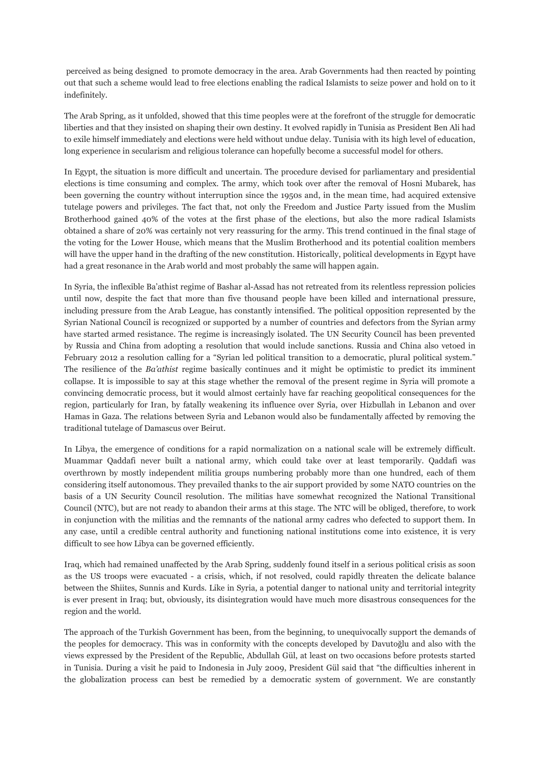perceived as being designed to promote democracy in the area. Arab Governments had then reacted by pointing out that such a scheme would lead to free elections enabling the radical Islamists to seize power and hold on to it indefinitely.

The Arab Spring, as it unfolded, showed that this time peoples were at the forefront of the struggle for democratic liberties and that they insisted on shaping their own destiny. It evolved rapidly in Tunisia as President Ben Ali had to exile himself immediately and elections were held without undue delay. Tunisia with its high level of education, long experience in secularism and religious tolerance can hopefully become a successful model for others.

In Egypt, the situation is more difficult and uncertain. The procedure devised for parliamentary and presidential elections is time consuming and complex. The army, which took over after the removal of Hosni Mubarek, has been governing the country without interruption since the 1950s and, in the mean time, had acquired extensive tutelage powers and privileges. The fact that, not only the Freedom and Justice Party issued from the Muslim Brotherhood gained 40% of the votes at the first phase of the elections, but also the more radical Islamists obtained a share of 20% was certainly not very reassuring for the army. This trend continued in the final stage of the voting for the Lower House, which means that the Muslim Brotherhood and its potential coalition members will have the upper hand in the drafting of the new constitution. Historically, political developments in Egypt have had a great resonance in the Arab world and most probably the same will happen again.

In Syria, the inflexible Ba'athist regime of Bashar al-Assad has not retreated from its relentless repression policies until now, despite the fact that more than five thousand people have been killed and international pressure, including pressure from the Arab League, has constantly intensified. The political opposition represented by the Syrian National Council is recognized or supported by a number of countries and defectors from the Syrian army have started armed resistance. The regime is increasingly isolated. The UN Security Council has been prevented by Russia and China from adopting a resolution that would include sanctions. Russia and China also vetoed in February 2012 a resolution calling for a "Syrian led political transition to a democratic, plural political system." The resilience of the *Ba'athist* regime basically continues and it might be optimistic to predict its imminent collapse. It is impossible to say at this stage whether the removal of the present regime in Syria will promote a convincing democratic process, but it would almost certainly have far reaching geopolitical consequences for the region, particularly for Iran, by fatally weakening its influence over Syria, over Hizbullah in Lebanon and over Hamas in Gaza. The relations between Syria and Lebanon would also be fundamentally affected by removing the traditional tutelage of Damascus over Beirut.

In Libya, the emergence of conditions for a rapid normalization on a national scale will be extremely difficult. Muammar Qaddafi never built a national army, which could take over at least temporarily. Qaddafi was overthrown by mostly independent militia groups numbering probably more than one hundred, each of them considering itself autonomous. They prevailed thanks to the air support provided by some NATO countries on the basis of a UN Security Council resolution. The militias have somewhat recognized the National Transitional Council (NTC), but are not ready to abandon their arms at this stage. The NTC will be obliged, therefore, to work in conjunction with the militias and the remnants of the national army cadres who defected to support them. In any case, until a credible central authority and functioning national institutions come into existence, it is very difficult to see how Libya can be governed efficiently.

Iraq, which had remained unaffected by the Arab Spring, suddenly found itself in a serious political crisis as soon as the US troops were evacuated - a crisis, which, if not resolved, could rapidly threaten the delicate balance between the Shiites, Sunnis and Kurds. Like in Syria, a potential danger to national unity and territorial integrity is ever present in Iraq; but, obviously, its disintegration would have much more disastrous consequences for the region and the world.

The approach of the Turkish Government has been, from the beginning, to unequivocally support the demands of the peoples for democracy. This was in conformity with the concepts developed by Davutoğlu and also with the views expressed by the President of the Republic, Abdullah Gül, at least on two occasions before protests started in Tunisia. During a visit he paid to Indonesia in July 2009, President Gül said that "the difficulties inherent in the globalization process can best be remedied by a democratic system of government. We are constantly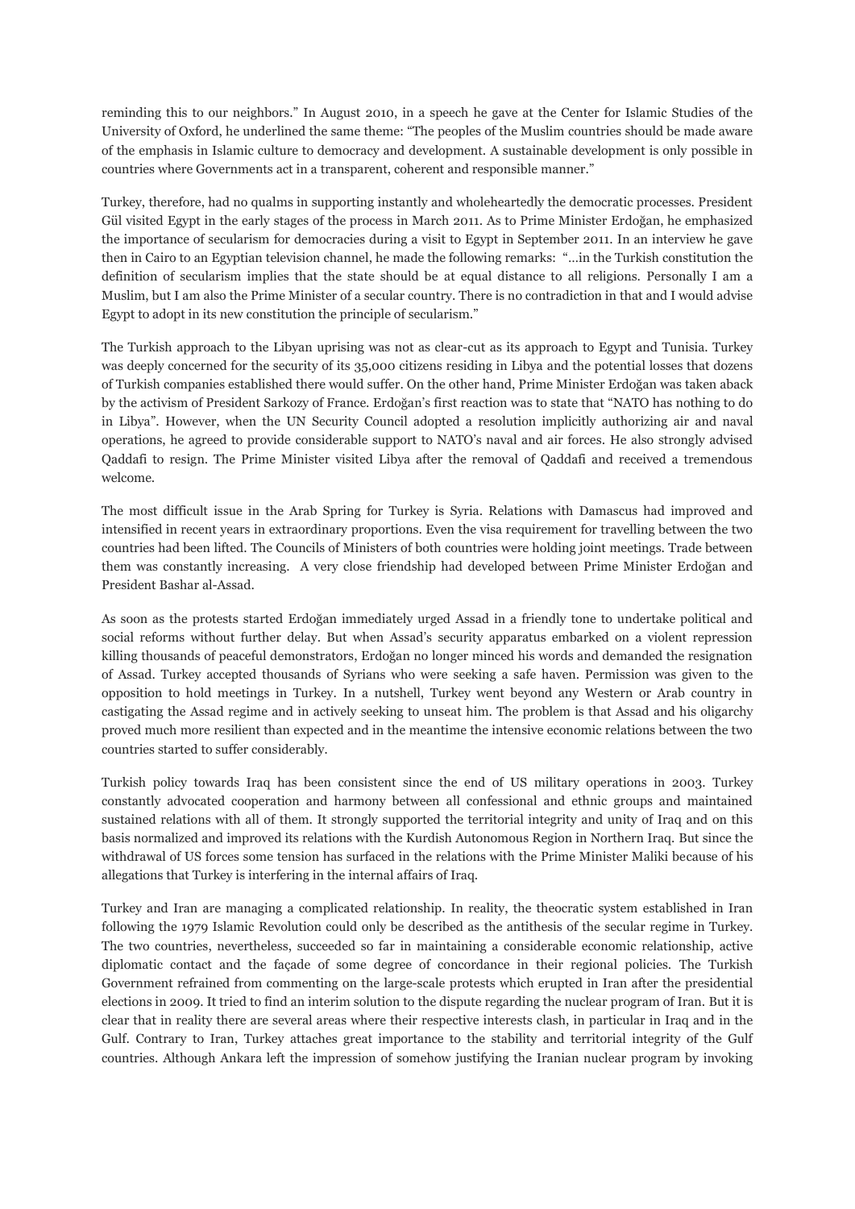reminding this to our neighbors." In August 2010, in a speech he gave at the Center for Islamic Studies of the University of Oxford, he underlined the same theme: "The peoples of the Muslim countries should be made aware of the emphasis in Islamic culture to democracy and development. A sustainable development is only possible in countries where Governments act in a transparent, coherent and responsible manner."

Turkey, therefore, had no qualms in supporting instantly and wholeheartedly the democratic processes. President Gül visited Egypt in the early stages of the process in March 2011. As to Prime Minister Erdoğan, he emphasized the importance of secularism for democracies during a visit to Egypt in September 2011. In an interview he gave then in Cairo to an Egyptian television channel, he made the following remarks: "…in the Turkish constitution the definition of secularism implies that the state should be at equal distance to all religions. Personally I am a Muslim, but I am also the Prime Minister of a secular country. There is no contradiction in that and I would advise Egypt to adopt in its new constitution the principle of secularism."

The Turkish approach to the Libyan uprising was not as clear-cut as its approach to Egypt and Tunisia. Turkey was deeply concerned for the security of its 35,000 citizens residing in Libya and the potential losses that dozens of Turkish companies established there would suffer. On the other hand, Prime Minister Erdoğan was taken aback by the activism of President Sarkozy of France. Erdoğan's first reaction was to state that "NATO has nothing to do in Libya". However, when the UN Security Council adopted a resolution implicitly authorizing air and naval operations, he agreed to provide considerable support to NATO's naval and air forces. He also strongly advised Qaddafi to resign. The Prime Minister visited Libya after the removal of Qaddafi and received a tremendous welcome.

The most difficult issue in the Arab Spring for Turkey is Syria. Relations with Damascus had improved and intensified in recent years in extraordinary proportions. Even the visa requirement for travelling between the two countries had been lifted. The Councils of Ministers of both countries were holding joint meetings. Trade between them was constantly increasing. A very close friendship had developed between Prime Minister Erdoğan and President Bashar al-Assad.

As soon as the protests started Erdoğan immediately urged Assad in a friendly tone to undertake political and social reforms without further delay. But when Assad's security apparatus embarked on a violent repression killing thousands of peaceful demonstrators, Erdoğan no longer minced his words and demanded the resignation of Assad. Turkey accepted thousands of Syrians who were seeking a safe haven. Permission was given to the opposition to hold meetings in Turkey. In a nutshell, Turkey went beyond any Western or Arab country in castigating the Assad regime and in actively seeking to unseat him. The problem is that Assad and his oligarchy proved much more resilient than expected and in the meantime the intensive economic relations between the two countries started to suffer considerably.

Turkish policy towards Iraq has been consistent since the end of US military operations in 2003. Turkey constantly advocated cooperation and harmony between all confessional and ethnic groups and maintained sustained relations with all of them. It strongly supported the territorial integrity and unity of Iraq and on this basis normalized and improved its relations with the Kurdish Autonomous Region in Northern Iraq. But since the withdrawal of US forces some tension has surfaced in the relations with the Prime Minister Maliki because of his allegations that Turkey is interfering in the internal affairs of Iraq.

Turkey and Iran are managing a complicated relationship. In reality, the theocratic system established in Iran following the 1979 Islamic Revolution could only be described as the antithesis of the secular regime in Turkey. The two countries, nevertheless, succeeded so far in maintaining a considerable economic relationship, active diplomatic contact and the façade of some degree of concordance in their regional policies. The Turkish Government refrained from commenting on the large-scale protests which erupted in Iran after the presidential elections in 2009. It tried to find an interim solution to the dispute regarding the nuclear program of Iran. But it is clear that in reality there are several areas where their respective interests clash, in particular in Iraq and in the Gulf. Contrary to Iran, Turkey attaches great importance to the stability and territorial integrity of the Gulf countries. Although Ankara left the impression of somehow justifying the Iranian nuclear program by invoking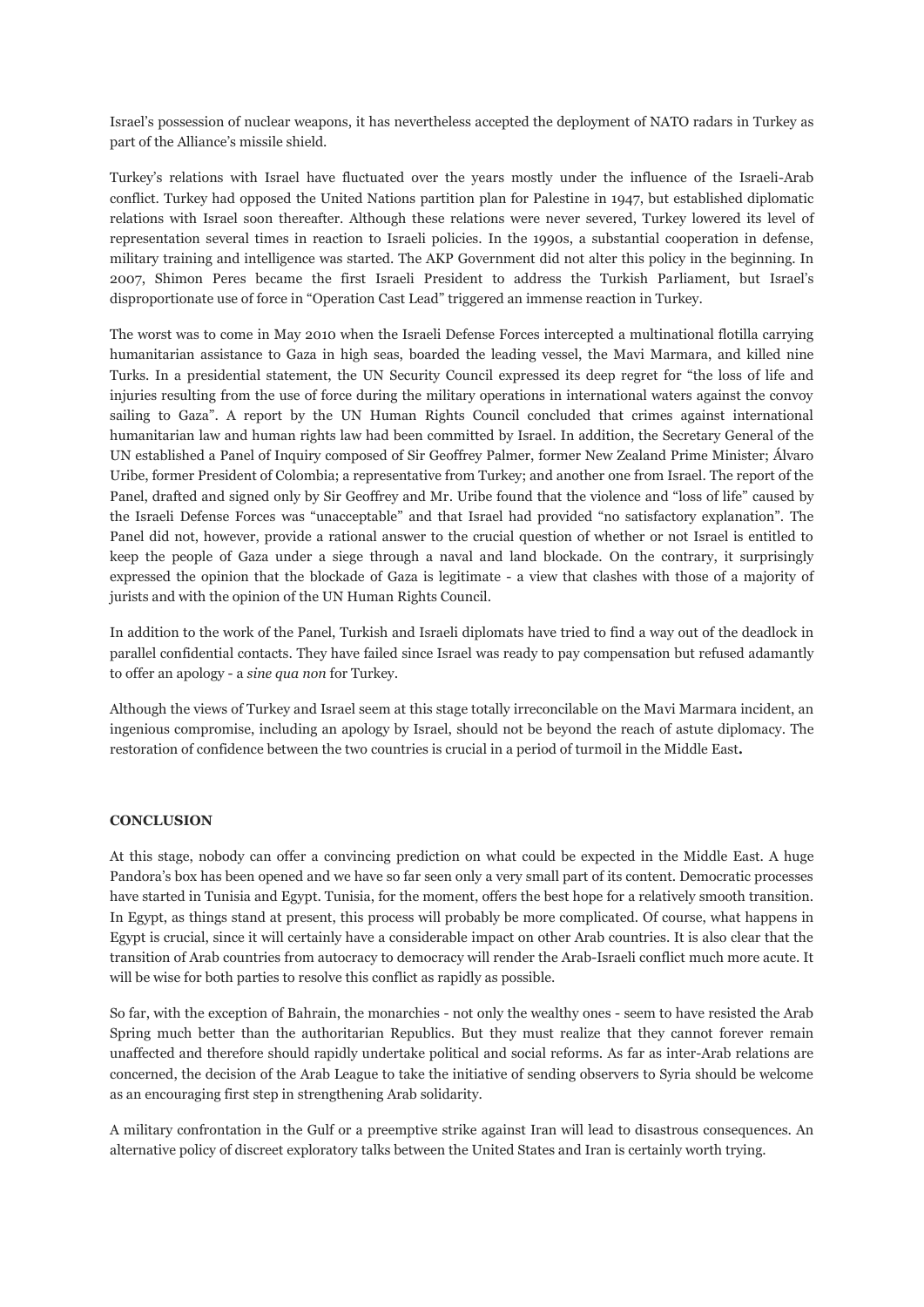Israel's possession of nuclear weapons, it has nevertheless accepted the deployment of NATO radars in Turkey as part of the Alliance's missile shield.

Turkey's relations with Israel have fluctuated over the years mostly under the influence of the Israeli-Arab conflict. Turkey had opposed the United Nations partition plan for Palestine in 1947, but established diplomatic relations with Israel soon thereafter. Although these relations were never severed, Turkey lowered its level of representation several times in reaction to Israeli policies. In the 1990s, a substantial cooperation in defense, military training and intelligence was started. The AKP Government did not alter this policy in the beginning. In 2007, Shimon Peres became the first Israeli President to address the Turkish Parliament, but Israel's disproportionate use of force in "Operation Cast Lead" triggered an immense reaction in Turkey.

The worst was to come in May 2010 when the Israeli Defense Forces intercepted a multinational flotilla carrying humanitarian assistance to Gaza in high seas, boarded the leading vessel, the Mavi Marmara, and killed nine Turks. In a presidential statement, the UN Security Council expressed its deep regret for "the loss of life and injuries resulting from the use of force during the military operations in international waters against the convoy sailing to Gaza". A report by the UN Human Rights Council concluded that crimes against international humanitarian law and human rights law had been committed by Israel. In addition, the Secretary General of the UN established a Panel of Inquiry composed of Sir Geoffrey Palmer, former New Zealand Prime Minister; Álvaro Uribe, former President of Colombia; a representative from Turkey; and another one from Israel. The report of the Panel, drafted and signed only by Sir Geoffrey and Mr. Uribe found that the violence and "loss of life" caused by the Israeli Defense Forces was "unacceptable" and that Israel had provided "no satisfactory explanation". The Panel did not, however, provide a rational answer to the crucial question of whether or not Israel is entitled to keep the people of Gaza under a siege through a naval and land blockade. On the contrary, it surprisingly expressed the opinion that the blockade of Gaza is legitimate - a view that clashes with those of a majority of jurists and with the opinion of the UN Human Rights Council.

In addition to the work of the Panel, Turkish and Israeli diplomats have tried to find a way out of the deadlock in parallel confidential contacts. They have failed since Israel was ready to pay compensation but refused adamantly to offer an apology - a *sine qua non* for Turkey.

Although the views of Turkey and Israel seem at this stage totally irreconcilable on the Mavi Marmara incident, an ingenious compromise, including an apology by Israel, should not be beyond the reach of astute diplomacy. The restoration of confidence between the two countries is crucial in a period of turmoil in the Middle East**.**

**CONCLUSION**

At this stage, nobody can offer a convincing prediction on what could be expected in the Middle East. A huge Pandora's box has been opened and we have so far seen only a very small part of its content. Democratic processes have started in Tunisia and Egypt. Tunisia, for the moment, offers the best hope for a relatively smooth transition. In Egypt, as things stand at present, this process will probably be more complicated. Of course, what happens in Egypt is crucial, since it will certainly have a considerable impact on other Arab countries. It is also clear that the transition of Arab countries from autocracy to democracy will render the Arab-Israeli conflict much more acute. It will be wise for both parties to resolve this conflict as rapidly as possible.

So far, with the exception of Bahrain, the monarchies - not only the wealthy ones - seem to have resisted the Arab Spring much better than the authoritarian Republics. But they must realize that they cannot forever remain unaffected and therefore should rapidly undertake political and social reforms. As far as inter-Arab relations are concerned, the decision of the Arab League to take the initiative of sending observers to Syria should be welcome as an encouraging first step in strengthening Arab solidarity.

A military confrontation in the Gulf or a preemptive strike against Iran will lead to disastrous consequences. An alternative policy of discreet exploratory talks between the United States and Iran is certainly worth trying.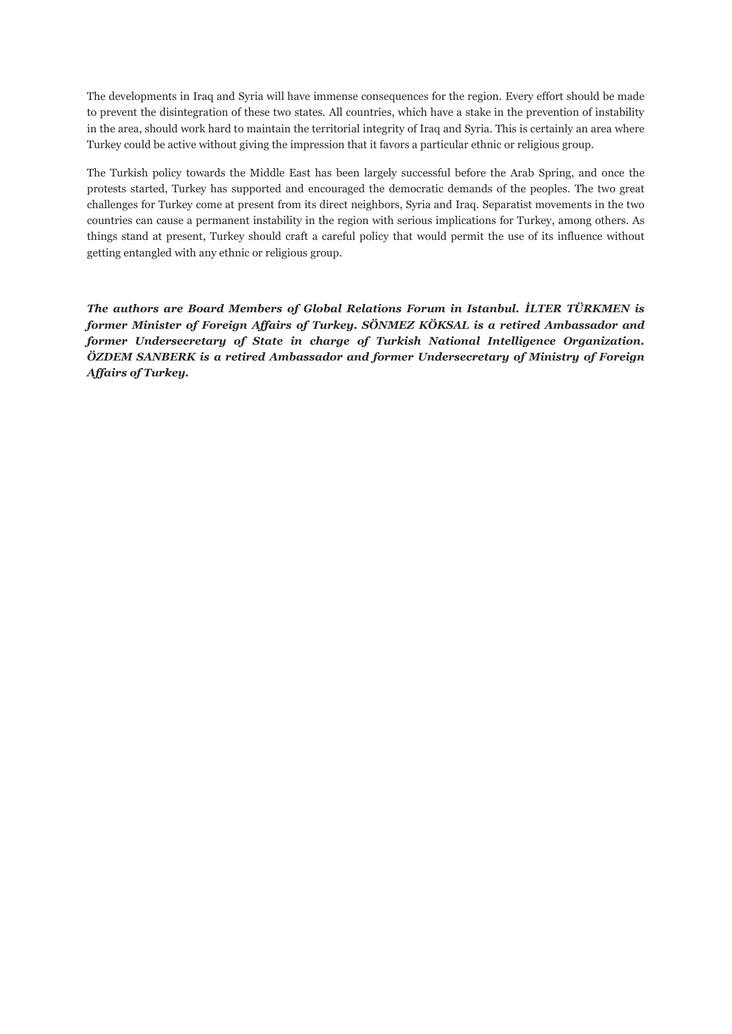The developments in Iraq and Syria will have immense consequences for the region. Every effort should be made to prevent the disintegration of these two states. All countries, which have a stake in the prevention of instability in the area, should work hard to maintain the territorial integrity of Iraq and Syria. This is certainly an area where Turkey could be active without giving the impression that it favors a particular ethnic or religious group.

The Turkish policy towards the Middle East has been largely successful before the Arab Spring, and once the protests started, Turkey has supported and encouraged the democratic demands of the peoples. The two great challenges for Turkey come at present from its direct neighbors, Syria and Iraq. Separatist movements in the two countries can cause a permanent instability in the region with serious implications for Turkey, among others. As things stand at present, Turkey should craft a careful policy that would permit the use of its influence without getting entangled with any ethnic or religious group.

***The authors are Board Members of Global Relations Forum in Istanbul. İLTER TÜRKMEN is former Minister of Foreign Affairs of Turkey. SÖNMEZ KÖKSAL is a retired Ambassador and former Undersecretary of State in charge of Turkish National Intelligence Organization. ÖZDEM SANBERK is a retired Ambassador and former Undersecretary of Ministry of Foreign Affairs of Turkey.***